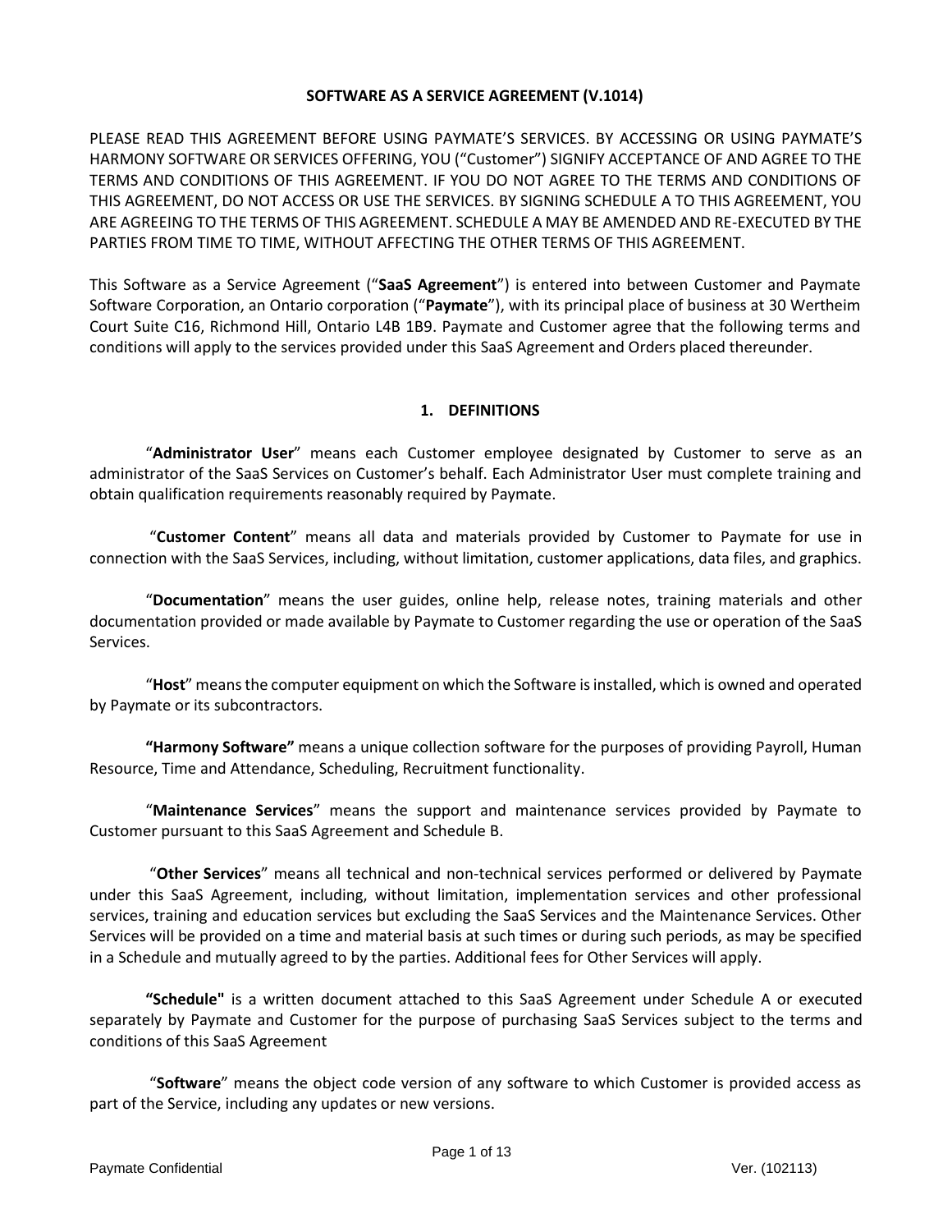# SOFTWARE AS A SERVICE AGREEMENT (V.1014)

PLEASE READ THIS AGREEMENT BEFORE USING PAYMATE'S SERVICES. BY ACCESSING OR USING PAYMATE'S HARMONY SOFTWARE OR SERVICES OFFERING, YOU ("Customer") SIGNIFY ACCEPTANCE OF AND AGREE TO THE TERMS AND CONDITIONS OF THIS AGREEMENT. IF YOU DO NOT AGREE TO THE TERMS AND CONDITIONS OF THIS AGREEMENT, DO NOT ACCESS OR USE THE SERVICES. BY SIGNING SCHEDULE A TO THIS AGREEMENT, YOU ARE AGREEING TO THE TERMS OF THIS AGREEMENT. SCHEDULE A MAY BE AMENDED AND RE-EXECUTED BY THE PARTIES FROM TIME TO TIME, WITHOUT AFFECTING THE OTHER TERMS OF THIS AGREEMENT.

This Software as a Service Agreement ("**SaaS Agreement**") is entered into between Customer and Paymate Software Corporation, an Ontario corporation ("**Paymate**"), with its principal place of business at 30 Wertheim Court Suite C16, Richmond Hill, Ontario L4B 1B9. Paymate and Customer agree that the following terms and conditions will apply to the services provided under this SaaS Agreement and Orders placed thereunder.

## 1. DEFINITIONS

"**Administrator User**" means each Customer employee designated by Customer to serve as an administrator of the SaaS Services on Customer's behalf. Each Administrator User must complete training and obtain qualification requirements reasonably required by Paymate.

"**Customer Content**" means all data and materials provided by Customer to Paymate for use in connection with the SaaS Services, including, without limitation, customer applications, data files, and graphics.

"**Documentation**" means the user guides, online help, release notes, training materials and other documentation provided or made available by Paymate to Customer regarding the use or operation of the SaaS Services.

"**Host**" means the computer equipment on which the Software is installed, which is owned and operated by Paymate or its subcontractors.

**"Harmony Software"** means a unique collection software for the purposes of providing Payroll, Human Resource, Time and Attendance, Scheduling, Recruitment functionality.

"**Maintenance Services**" means the support and maintenance services provided by Paymate to Customer pursuant to this SaaS Agreement and Schedule B.

"**Other Services**" means all technical and non-technical services performed or delivered by Paymate under this SaaS Agreement, including, without limitation, implementation services and other professional services, training and education services but excluding the SaaS Services and the Maintenance Services. Other Services will be provided on a time and material basis at such times or during such periods, as may be specified in a Schedule and mutually agreed to by the parties. Additional fees for Other Services will apply.

**"Schedule"** is a written document attached to this SaaS Agreement under Schedule A or executed separately by Paymate and Customer for the purpose of purchasing SaaS Services subject to the terms and conditions of this SaaS Agreement

"**Software**" means the object code version of any software to which Customer is provided access as part of the Service, including any updates or new versions.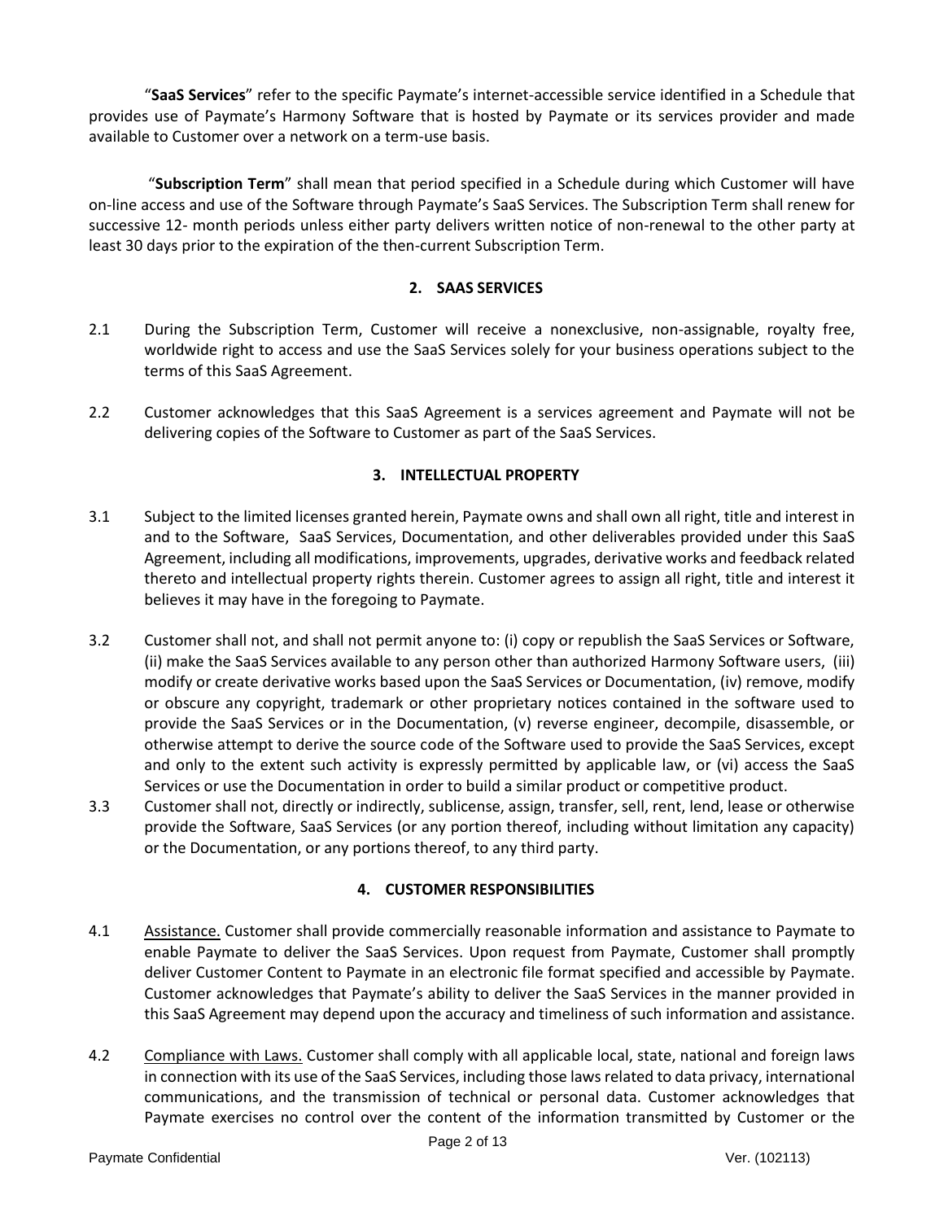"**SaaS Services**" refer to the specific Paymate's internet-accessible service identified in a Schedule that provides use of Paymate's Harmony Software that is hosted by Paymate or its services provider and made available to Customer over a network on a term-use basis.

"**Subscription Term**" shall mean that period specified in a Schedule during which Customer will have on-line access and use of the Software through Paymate's SaaS Services. The Subscription Term shall renew for successive 12- month periods unless either party delivers written notice of non-renewal to the other party at least 30 days prior to the expiration of the then-current Subscription Term.

## 2. SAAS SERVICES

2.1 During the Subscription Term, Customer will receive a nonexclusive, non-assignable, royalty free, worldwide right to access and use the SaaS Services solely for your business operations subject to the terms of this SaaS Agreement.

2.2 Customer acknowledges that this SaaS Agreement is a services agreement and Paymate will not be delivering copies of the Software to Customer as part of the SaaS Services.

## 3. INTELLECTUAL PROPERTY

3.1 Subject to the limited licenses granted herein, Paymate owns and shall own all right, title and interest in and to the Software, SaaS Services, Documentation, and other deliverables provided under this SaaS Agreement, including all modifications, improvements, upgrades, derivative works and feedback related thereto and intellectual property rights therein. Customer agrees to assign all right, title and interest it believes it may have in the foregoing to Paymate.

3.2 Customer shall not, and shall not permit anyone to: (i) copy or republish the SaaS Services or Software, (ii) make the SaaS Services available to any person other than authorized Harmony Software users, (iii) modify or create derivative works based upon the SaaS Services or Documentation, (iv) remove, modify or obscure any copyright, trademark or other proprietary notices contained in the software used to provide the SaaS Services or in the Documentation, (v) reverse engineer, decompile, disassemble, or otherwise attempt to derive the source code of the Software used to provide the SaaS Services, except and only to the extent such activity is expressly permitted by applicable law, or (vi) access the SaaS Services or use the Documentation in order to build a similar product or competitive product.

3.3 Customer shall not, directly or indirectly, sublicense, assign, transfer, sell, rent, lend, lease or otherwise provide the Software, SaaS Services (or any portion thereof, including without limitation any capacity) or the Documentation, or any portions thereof, to any third party.

## 4. CUSTOMER RESPONSIBILITIES

4.1 Assistance. Customer shall provide commercially reasonable information and assistance to Paymate to enable Paymate to deliver the SaaS Services. Upon request from Paymate, Customer shall promptly deliver Customer Content to Paymate in an electronic file format specified and accessible by Paymate. Customer acknowledges that Paymate's ability to deliver the SaaS Services in the manner provided in this SaaS Agreement may depend upon the accuracy and timeliness of such information and assistance.

4.2 Compliance with Laws. Customer shall comply with all applicable local, state, national and foreign laws in connection with its use of the SaaS Services, including those laws related to data privacy, international communications, and the transmission of technical or personal data. Customer acknowledges that Paymate exercises no control over the content of the information transmitted by Customer or the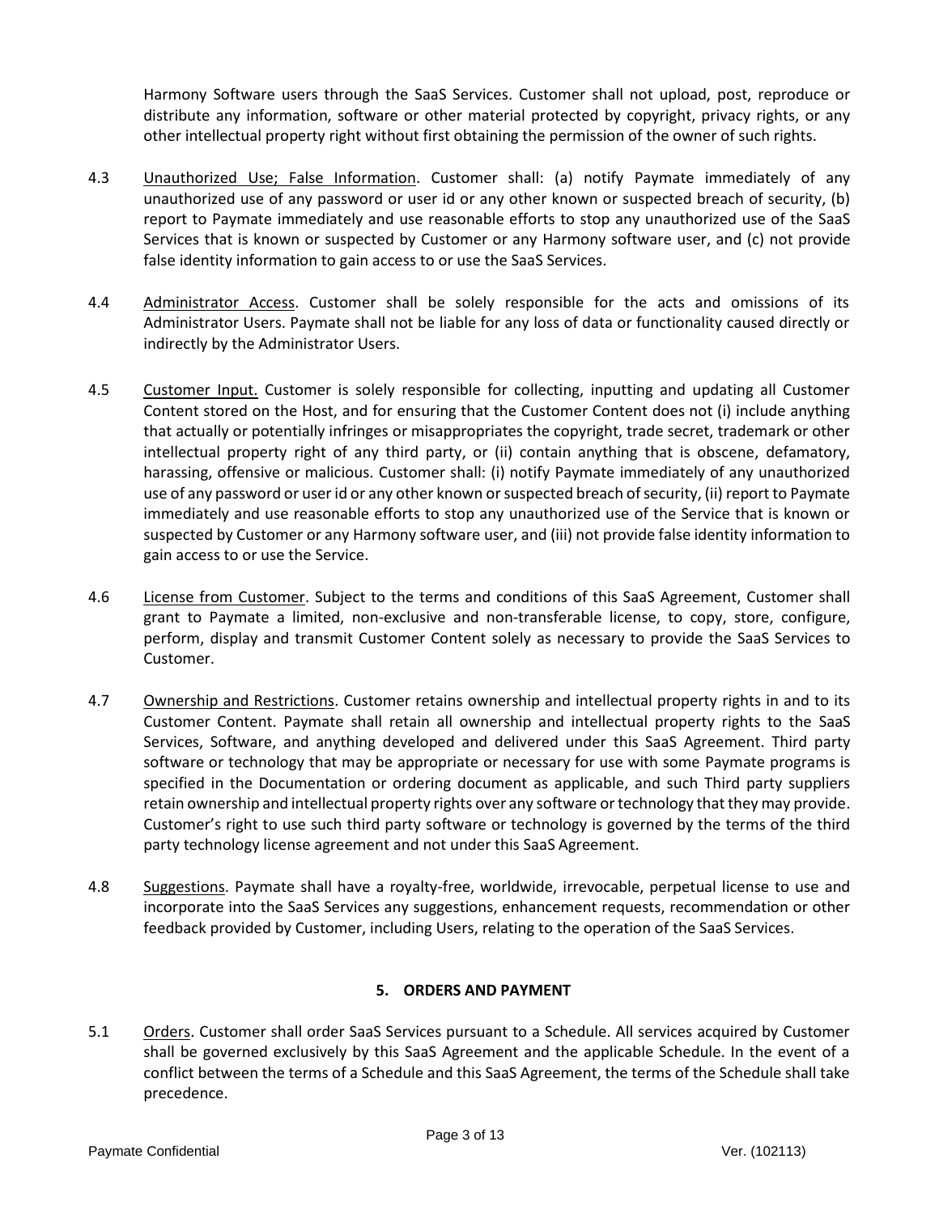Harmony Software users through the SaaS Services. Customer shall not upload, post, reproduce or distribute any information, software or other material protected by copyright, privacy rights, or any other intellectual property right without first obtaining the permission of the owner of such rights.

4.3 Unauthorized Use; False Information. Customer shall: (a) notify Paymate immediately of any unauthorized use of any password or user id or any other known or suspected breach of security, (b) report to Paymate immediately and use reasonable efforts to stop any unauthorized use of the SaaS Services that is known or suspected by Customer or any Harmony software user, and (c) not provide false identity information to gain access to or use the SaaS Services.

4.4 Administrator Access. Customer shall be solely responsible for the acts and omissions of its Administrator Users. Paymate shall not be liable for any loss of data or functionality caused directly or indirectly by the Administrator Users.

4.5 Customer Input. Customer is solely responsible for collecting, inputting and updating all Customer Content stored on the Host, and for ensuring that the Customer Content does not (i) include anything that actually or potentially infringes or misappropriates the copyright, trade secret, trademark or other intellectual property right of any third party, or (ii) contain anything that is obscene, defamatory, harassing, offensive or malicious. Customer shall: (i) notify Paymate immediately of any unauthorized use of any password or user id or any other known or suspected breach of security, (ii) report to Paymate immediately and use reasonable efforts to stop any unauthorized use of the Service that is known or suspected by Customer or any Harmony software user, and (iii) not provide false identity information to gain access to or use the Service.

4.6 License from Customer. Subject to the terms and conditions of this SaaS Agreement, Customer shall grant to Paymate a limited, non-exclusive and non-transferable license, to copy, store, configure, perform, display and transmit Customer Content solely as necessary to provide the SaaS Services to Customer.

4.7 Ownership and Restrictions. Customer retains ownership and intellectual property rights in and to its Customer Content. Paymate shall retain all ownership and intellectual property rights to the SaaS Services, Software, and anything developed and delivered under this SaaS Agreement. Third party software or technology that may be appropriate or necessary for use with some Paymate programs is specified in the Documentation or ordering document as applicable, and such Third party suppliers retain ownership and intellectual property rights over any software or technology that they may provide. Customer's right to use such third party software or technology is governed by the terms of the third party technology license agreement and not under this SaaS Agreement.

4.8 Suggestions. Paymate shall have a royalty-free, worldwide, irrevocable, perpetual license to use and incorporate into the SaaS Services any suggestions, enhancement requests, recommendation or other feedback provided by Customer, including Users, relating to the operation of the SaaS Services.

## 5. ORDERS AND PAYMENT

5.1 Orders. Customer shall order SaaS Services pursuant to a Schedule. All services acquired by Customer shall be governed exclusively by this SaaS Agreement and the applicable Schedule. In the event of a conflict between the terms of a Schedule and this SaaS Agreement, the terms of the Schedule shall take precedence.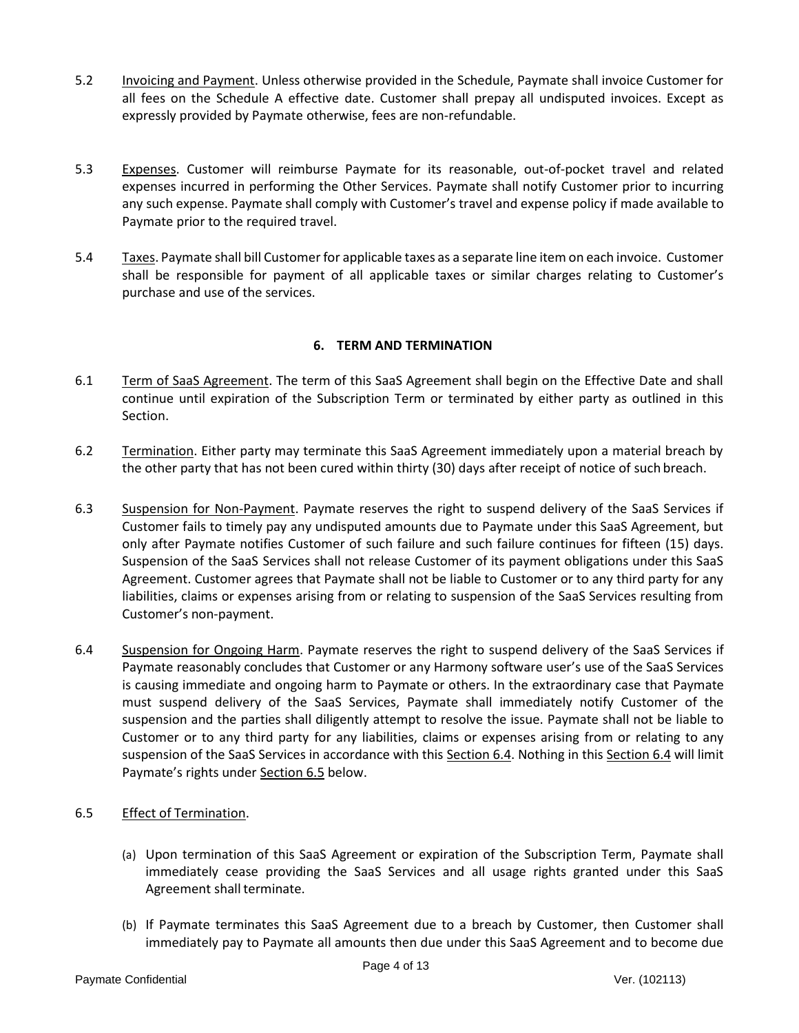5.2 Invoicing and Payment. Unless otherwise provided in the Schedule, Paymate shall invoice Customer for all fees on the Schedule A effective date. Customer shall prepay all undisputed invoices. Except as expressly provided by Paymate otherwise, fees are non-refundable.

5.3 Expenses. Customer will reimburse Paymate for its reasonable, out-of-pocket travel and related expenses incurred in performing the Other Services. Paymate shall notify Customer prior to incurring any such expense. Paymate shall comply with Customer's travel and expense policy if made available to Paymate prior to the required travel.

5.4 Taxes. Paymate shall bill Customer for applicable taxes as a separate line item on each invoice. Customer shall be responsible for payment of all applicable taxes or similar charges relating to Customer's purchase and use of the services.

## 6. TERM AND TERMINATION

6.1 Term of SaaS Agreement. The term of this SaaS Agreement shall begin on the Effective Date and shall continue until expiration of the Subscription Term or terminated by either party as outlined in this Section.

6.2 Termination. Either party may terminate this SaaS Agreement immediately upon a material breach by the other party that has not been cured within thirty (30) days after receipt of notice of such breach.

6.3 Suspension for Non-Payment. Paymate reserves the right to suspend delivery of the SaaS Services if Customer fails to timely pay any undisputed amounts due to Paymate under this SaaS Agreement, but only after Paymate notifies Customer of such failure and such failure continues for fifteen (15) days. Suspension of the SaaS Services shall not release Customer of its payment obligations under this SaaS Agreement. Customer agrees that Paymate shall not be liable to Customer or to any third party for any liabilities, claims or expenses arising from or relating to suspension of the SaaS Services resulting from Customer's non-payment.

6.4 Suspension for Ongoing Harm. Paymate reserves the right to suspend delivery of the SaaS Services if Paymate reasonably concludes that Customer or any Harmony software user's use of the SaaS Services is causing immediate and ongoing harm to Paymate or others. In the extraordinary case that Paymate must suspend delivery of the SaaS Services, Paymate shall immediately notify Customer of the suspension and the parties shall diligently attempt to resolve the issue. Paymate shall not be liable to Customer or to any third party for any liabilities, claims or expenses arising from or relating to any suspension of the SaaS Services in accordance with this Section 6.4. Nothing in this Section 6.4 will limit Paymate's rights under Section 6.5 below.

6.5 Effect of Termination.

(a) Upon termination of this SaaS Agreement or expiration of the Subscription Term, Paymate shall immediately cease providing the SaaS Services and all usage rights granted under this SaaS Agreement shall terminate.

(b) If Paymate terminates this SaaS Agreement due to a breach by Customer, then Customer shall immediately pay to Paymate all amounts then due under this SaaS Agreement and to become due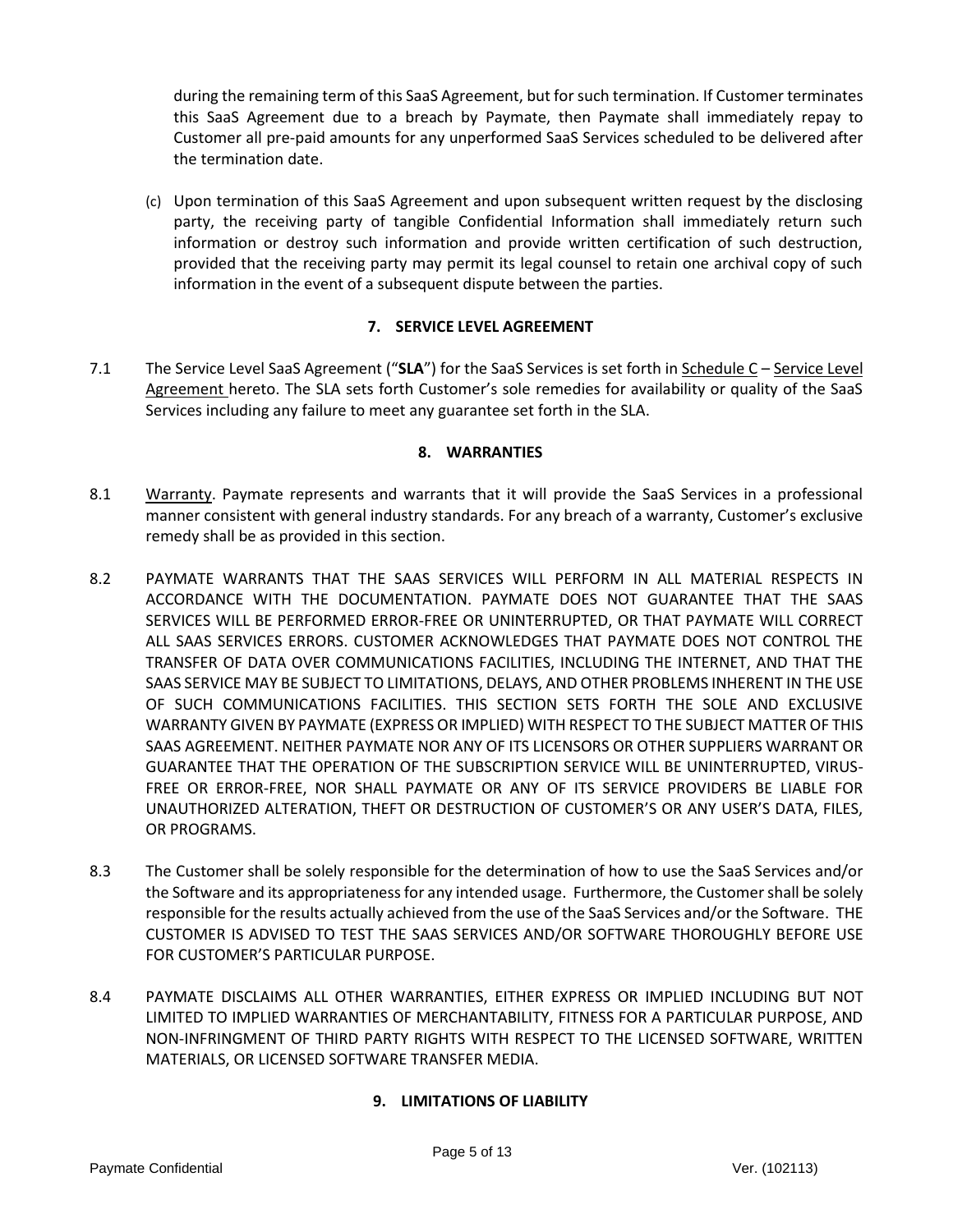during the remaining term of this SaaS Agreement, but for such termination. If Customer terminates this SaaS Agreement due to a breach by Paymate, then Paymate shall immediately repay to Customer all pre-paid amounts for any unperformed SaaS Services scheduled to be delivered after the termination date.

(c) Upon termination of this SaaS Agreement and upon subsequent written request by the disclosing party, the receiving party of tangible Confidential Information shall immediately return such information or destroy such information and provide written certification of such destruction, provided that the receiving party may permit its legal counsel to retain one archival copy of such information in the event of a subsequent dispute between the parties.

## 7. SERVICE LEVEL AGREEMENT

7.1 The Service Level SaaS Agreement ("**SLA**") for the SaaS Services is set forth in Schedule C – Service Level Agreement hereto. The SLA sets forth Customer's sole remedies for availability or quality of the SaaS Services including any failure to meet any guarantee set forth in the SLA.

## 8. WARRANTIES

8.1 Warranty. Paymate represents and warrants that it will provide the SaaS Services in a professional manner consistent with general industry standards. For any breach of a warranty, Customer's exclusive remedy shall be as provided in this section.

8.2 PAYMATE WARRANTS THAT THE SAAS SERVICES WILL PERFORM IN ALL MATERIAL RESPECTS IN ACCORDANCE WITH THE DOCUMENTATION. PAYMATE DOES NOT GUARANTEE THAT THE SAAS SERVICES WILL BE PERFORMED ERROR-FREE OR UNINTERRUPTED, OR THAT PAYMATE WILL CORRECT ALL SAAS SERVICES ERRORS. CUSTOMER ACKNOWLEDGES THAT PAYMATE DOES NOT CONTROL THE TRANSFER OF DATA OVER COMMUNICATIONS FACILITIES, INCLUDING THE INTERNET, AND THAT THE SAAS SERVICE MAY BE SUBJECT TO LIMITATIONS, DELAYS, AND OTHER PROBLEMS INHERENT IN THE USE OF SUCH COMMUNICATIONS FACILITIES. THIS SECTION SETS FORTH THE SOLE AND EXCLUSIVE WARRANTY GIVEN BY PAYMATE (EXPRESS OR IMPLIED) WITH RESPECT TO THE SUBJECT MATTER OF THIS SAAS AGREEMENT. NEITHER PAYMATE NOR ANY OF ITS LICENSORS OR OTHER SUPPLIERS WARRANT OR GUARANTEE THAT THE OPERATION OF THE SUBSCRIPTION SERVICE WILL BE UNINTERRUPTED, VIRUS-FREE OR ERROR-FREE, NOR SHALL PAYMATE OR ANY OF ITS SERVICE PROVIDERS BE LIABLE FOR UNAUTHORIZED ALTERATION, THEFT OR DESTRUCTION OF CUSTOMER'S OR ANY USER'S DATA, FILES, OR PROGRAMS.

8.3 The Customer shall be solely responsible for the determination of how to use the SaaS Services and/or the Software and its appropriateness for any intended usage. Furthermore, the Customer shall be solely responsible for the results actually achieved from the use of the SaaS Services and/or the Software. THE CUSTOMER IS ADVISED TO TEST THE SAAS SERVICES AND/OR SOFTWARE THOROUGHLY BEFORE USE FOR CUSTOMER'S PARTICULAR PURPOSE.

8.4 PAYMATE DISCLAIMS ALL OTHER WARRANTIES, EITHER EXPRESS OR IMPLIED INCLUDING BUT NOT LIMITED TO IMPLIED WARRANTIES OF MERCHANTABILITY, FITNESS FOR A PARTICULAR PURPOSE, AND NON-INFRINGMENT OF THIRD PARTY RIGHTS WITH RESPECT TO THE LICENSED SOFTWARE, WRITTEN MATERIALS, OR LICENSED SOFTWARE TRANSFER MEDIA.

## 9. LIMITATIONS OF LIABILITY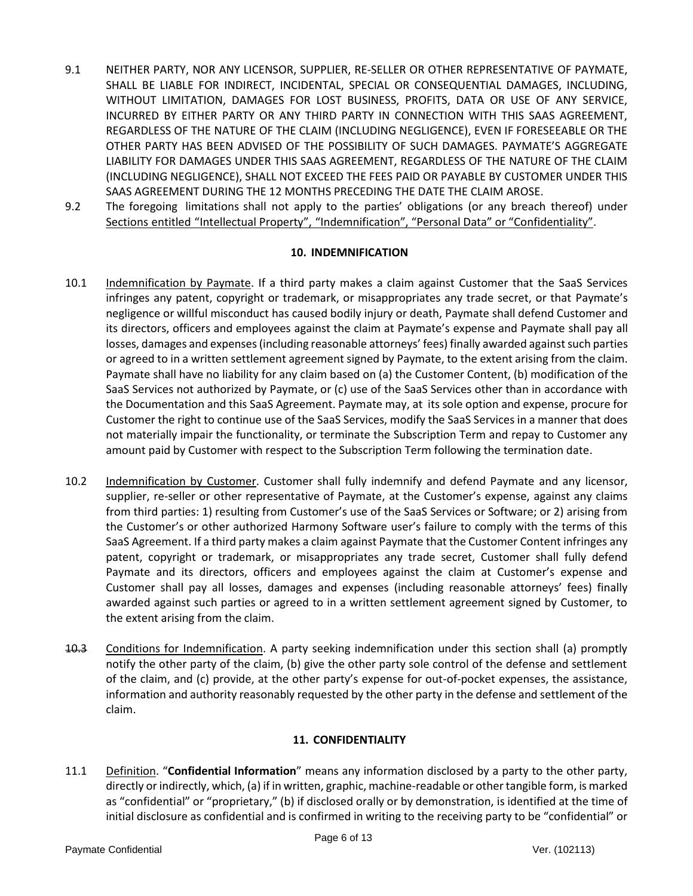9.1 NEITHER PARTY, NOR ANY LICENSOR, SUPPLIER, RE-SELLER OR OTHER REPRESENTATIVE OF PAYMATE, SHALL BE LIABLE FOR INDIRECT, INCIDENTAL, SPECIAL OR CONSEQUENTIAL DAMAGES, INCLUDING, WITHOUT LIMITATION, DAMAGES FOR LOST BUSINESS, PROFITS, DATA OR USE OF ANY SERVICE, INCURRED BY EITHER PARTY OR ANY THIRD PARTY IN CONNECTION WITH THIS SAAS AGREEMENT, REGARDLESS OF THE NATURE OF THE CLAIM (INCLUDING NEGLIGENCE), EVEN IF FORESEEABLE OR THE OTHER PARTY HAS BEEN ADVISED OF THE POSSIBILITY OF SUCH DAMAGES. PAYMATE'S AGGREGATE LIABILITY FOR DAMAGES UNDER THIS SAAS AGREEMENT, REGARDLESS OF THE NATURE OF THE CLAIM (INCLUDING NEGLIGENCE), SHALL NOT EXCEED THE FEES PAID OR PAYABLE BY CUSTOMER UNDER THIS SAAS AGREEMENT DURING THE 12 MONTHS PRECEDING THE DATE THE CLAIM AROSE.

9.2 The foregoing limitations shall not apply to the parties' obligations (or any breach thereof) under Sections entitled "Intellectual Property", "Indemnification", "Personal Data" or "Confidentiality".

## 10. INDEMNIFICATION

10.1 Indemnification by Paymate. If a third party makes a claim against Customer that the SaaS Services infringes any patent, copyright or trademark, or misappropriates any trade secret, or that Paymate's negligence or willful misconduct has caused bodily injury or death, Paymate shall defend Customer and its directors, officers and employees against the claim at Paymate's expense and Paymate shall pay all losses, damages and expenses (including reasonable attorneys' fees) finally awarded against such parties or agreed to in a written settlement agreement signed by Paymate, to the extent arising from the claim. Paymate shall have no liability for any claim based on (a) the Customer Content, (b) modification of the SaaS Services not authorized by Paymate, or (c) use of the SaaS Services other than in accordance with the Documentation and this SaaS Agreement. Paymate may, at its sole option and expense, procure for Customer the right to continue use of the SaaS Services, modify the SaaS Services in a manner that does not materially impair the functionality, or terminate the Subscription Term and repay to Customer any amount paid by Customer with respect to the Subscription Term following the termination date.

10.2 Indemnification by Customer. Customer shall fully indemnify and defend Paymate and any licensor, supplier, re-seller or other representative of Paymate, at the Customer's expense, against any claims from third parties: 1) resulting from Customer's use of the SaaS Services or Software; or 2) arising from the Customer's or other authorized Harmony Software user's failure to comply with the terms of this SaaS Agreement. If a third party makes a claim against Paymate that the Customer Content infringes any patent, copyright or trademark, or misappropriates any trade secret, Customer shall fully defend Paymate and its directors, officers and employees against the claim at Customer's expense and Customer shall pay all losses, damages and expenses (including reasonable attorneys' fees) finally awarded against such parties or agreed to in a written settlement agreement signed by Customer, to the extent arising from the claim.

~~10.3~~ Conditions for Indemnification. A party seeking indemnification under this section shall (a) promptly notify the other party of the claim, (b) give the other party sole control of the defense and settlement of the claim, and (c) provide, at the other party's expense for out-of-pocket expenses, the assistance, information and authority reasonably requested by the other party in the defense and settlement of the claim.

## 11. CONFIDENTIALITY

11.1 Definition. "**Confidential Information**" means any information disclosed by a party to the other party, directly or indirectly, which, (a) if in written, graphic, machine-readable or other tangible form, is marked as "confidential" or "proprietary," (b) if disclosed orally or by demonstration, is identified at the time of initial disclosure as confidential and is confirmed in writing to the receiving party to be "confidential" or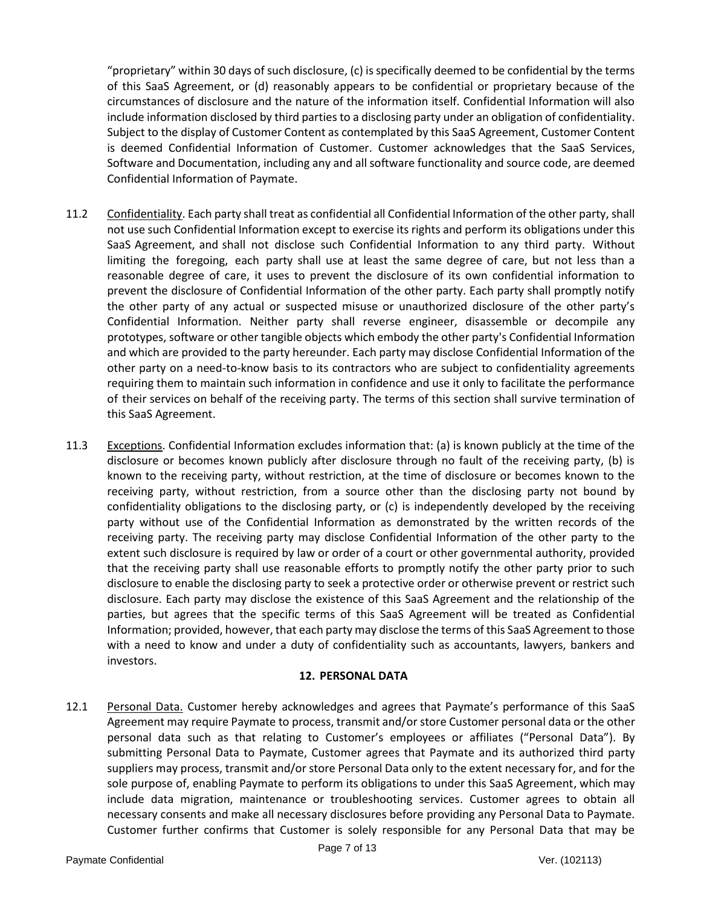"proprietary" within 30 days of such disclosure, (c) is specifically deemed to be confidential by the terms of this SaaS Agreement, or (d) reasonably appears to be confidential or proprietary because of the circumstances of disclosure and the nature of the information itself. Confidential Information will also include information disclosed by third parties to a disclosing party under an obligation of confidentiality. Subject to the display of Customer Content as contemplated by this SaaS Agreement, Customer Content is deemed Confidential Information of Customer. Customer acknowledges that the SaaS Services, Software and Documentation, including any and all software functionality and source code, are deemed Confidential Information of Paymate.

11.2 Confidentiality. Each party shall treat as confidential all Confidential Information of the other party, shall not use such Confidential Information except to exercise its rights and perform its obligations under this SaaS Agreement, and shall not disclose such Confidential Information to any third party. Without limiting the foregoing, each party shall use at least the same degree of care, but not less than a reasonable degree of care, it uses to prevent the disclosure of its own confidential information to prevent the disclosure of Confidential Information of the other party. Each party shall promptly notify the other party of any actual or suspected misuse or unauthorized disclosure of the other party's Confidential Information. Neither party shall reverse engineer, disassemble or decompile any prototypes, software or other tangible objects which embody the other party's Confidential Information and which are provided to the party hereunder. Each party may disclose Confidential Information of the other party on a need-to-know basis to its contractors who are subject to confidentiality agreements requiring them to maintain such information in confidence and use it only to facilitate the performance of their services on behalf of the receiving party. The terms of this section shall survive termination of this SaaS Agreement.

11.3 Exceptions. Confidential Information excludes information that: (a) is known publicly at the time of the disclosure or becomes known publicly after disclosure through no fault of the receiving party, (b) is known to the receiving party, without restriction, at the time of disclosure or becomes known to the receiving party, without restriction, from a source other than the disclosing party not bound by confidentiality obligations to the disclosing party, or (c) is independently developed by the receiving party without use of the Confidential Information as demonstrated by the written records of the receiving party. The receiving party may disclose Confidential Information of the other party to the extent such disclosure is required by law or order of a court or other governmental authority, provided that the receiving party shall use reasonable efforts to promptly notify the other party prior to such disclosure to enable the disclosing party to seek a protective order or otherwise prevent or restrict such disclosure. Each party may disclose the existence of this SaaS Agreement and the relationship of the parties, but agrees that the specific terms of this SaaS Agreement will be treated as Confidential Information; provided, however, that each party may disclose the terms of this SaaS Agreement to those with a need to know and under a duty of confidentiality such as accountants, lawyers, bankers and investors.

## 12. PERSONAL DATA

12.1 Personal Data. Customer hereby acknowledges and agrees that Paymate's performance of this SaaS Agreement may require Paymate to process, transmit and/or store Customer personal data or the other personal data such as that relating to Customer's employees or affiliates ("Personal Data"). By submitting Personal Data to Paymate, Customer agrees that Paymate and its authorized third party suppliers may process, transmit and/or store Personal Data only to the extent necessary for, and for the sole purpose of, enabling Paymate to perform its obligations to under this SaaS Agreement, which may include data migration, maintenance or troubleshooting services. Customer agrees to obtain all necessary consents and make all necessary disclosures before providing any Personal Data to Paymate. Customer further confirms that Customer is solely responsible for any Personal Data that may be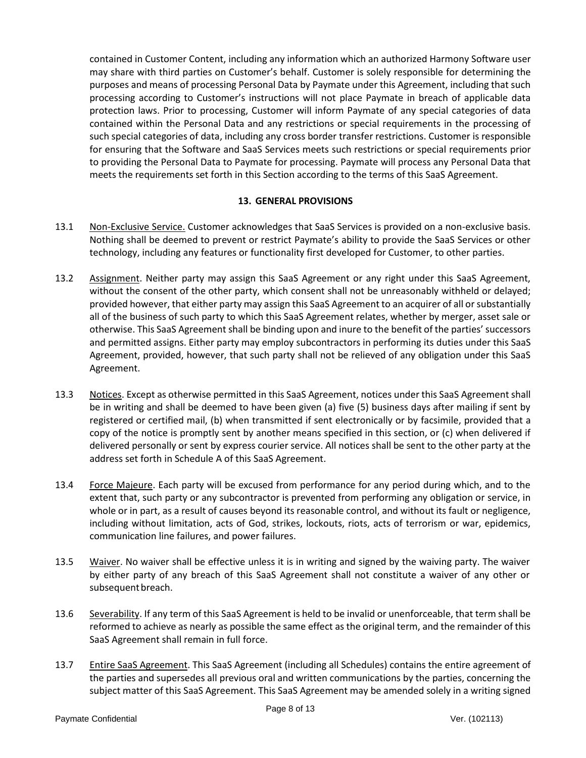contained in Customer Content, including any information which an authorized Harmony Software user may share with third parties on Customer's behalf. Customer is solely responsible for determining the purposes and means of processing Personal Data by Paymate under this Agreement, including that such processing according to Customer's instructions will not place Paymate in breach of applicable data protection laws. Prior to processing, Customer will inform Paymate of any special categories of data contained within the Personal Data and any restrictions or special requirements in the processing of such special categories of data, including any cross border transfer restrictions. Customer is responsible for ensuring that the Software and SaaS Services meets such restrictions or special requirements prior to providing the Personal Data to Paymate for processing. Paymate will process any Personal Data that meets the requirements set forth in this Section according to the terms of this SaaS Agreement.

## 13. GENERAL PROVISIONS

13.1 Non-Exclusive Service. Customer acknowledges that SaaS Services is provided on a non-exclusive basis. Nothing shall be deemed to prevent or restrict Paymate's ability to provide the SaaS Services or other technology, including any features or functionality first developed for Customer, to other parties.

13.2 Assignment. Neither party may assign this SaaS Agreement or any right under this SaaS Agreement, without the consent of the other party, which consent shall not be unreasonably withheld or delayed; provided however, that either party may assign this SaaS Agreement to an acquirer of all or substantially all of the business of such party to which this SaaS Agreement relates, whether by merger, asset sale or otherwise. This SaaS Agreement shall be binding upon and inure to the benefit of the parties' successors and permitted assigns. Either party may employ subcontractors in performing its duties under this SaaS Agreement, provided, however, that such party shall not be relieved of any obligation under this SaaS Agreement.

13.3 Notices. Except as otherwise permitted in this SaaS Agreement, notices under this SaaS Agreement shall be in writing and shall be deemed to have been given (a) five (5) business days after mailing if sent by registered or certified mail, (b) when transmitted if sent electronically or by facsimile, provided that a copy of the notice is promptly sent by another means specified in this section, or (c) when delivered if delivered personally or sent by express courier service. All notices shall be sent to the other party at the address set forth in Schedule A of this SaaS Agreement.

13.4 Force Majeure. Each party will be excused from performance for any period during which, and to the extent that, such party or any subcontractor is prevented from performing any obligation or service, in whole or in part, as a result of causes beyond its reasonable control, and without its fault or negligence, including without limitation, acts of God, strikes, lockouts, riots, acts of terrorism or war, epidemics, communication line failures, and power failures.

13.5 Waiver. No waiver shall be effective unless it is in writing and signed by the waiving party. The waiver by either party of any breach of this SaaS Agreement shall not constitute a waiver of any other or subsequent breach.

13.6 Severability. If any term of this SaaS Agreement is held to be invalid or unenforceable, that term shall be reformed to achieve as nearly as possible the same effect as the original term, and the remainder of this SaaS Agreement shall remain in full force.

13.7 Entire SaaS Agreement. This SaaS Agreement (including all Schedules) contains the entire agreement of the parties and supersedes all previous oral and written communications by the parties, concerning the subject matter of this SaaS Agreement. This SaaS Agreement may be amended solely in a writing signed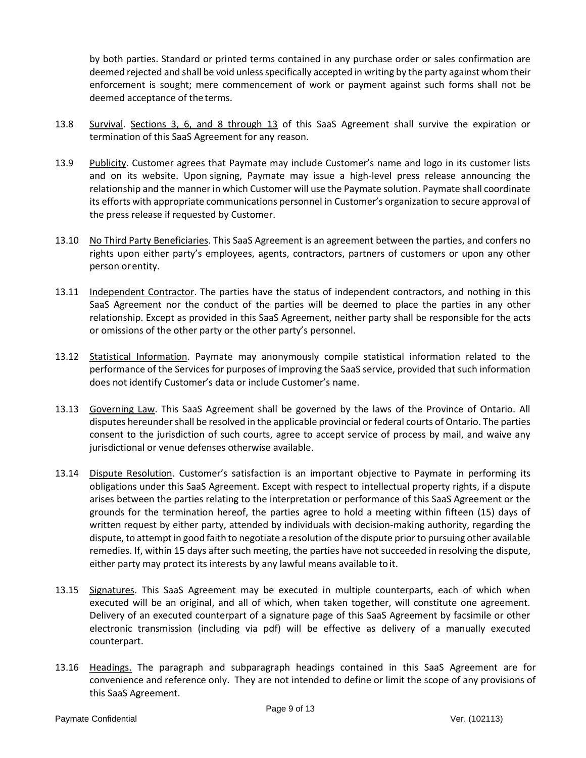by both parties. Standard or printed terms contained in any purchase order or sales confirmation are deemed rejected and shall be void unless specifically accepted in writing by the party against whom their enforcement is sought; mere commencement of work or payment against such forms shall not be deemed acceptance of the terms.

13.8 Survival. Sections 3, 6, and 8 through 13 of this SaaS Agreement shall survive the expiration or termination of this SaaS Agreement for any reason.

13.9 Publicity. Customer agrees that Paymate may include Customer's name and logo in its customer lists and on its website. Upon signing, Paymate may issue a high-level press release announcing the relationship and the manner in which Customer will use the Paymate solution. Paymate shall coordinate its efforts with appropriate communications personnel in Customer's organization to secure approval of the press release if requested by Customer.

13.10 No Third Party Beneficiaries. This SaaS Agreement is an agreement between the parties, and confers no rights upon either party's employees, agents, contractors, partners of customers or upon any other person or entity.

13.11 Independent Contractor. The parties have the status of independent contractors, and nothing in this SaaS Agreement nor the conduct of the parties will be deemed to place the parties in any other relationship. Except as provided in this SaaS Agreement, neither party shall be responsible for the acts or omissions of the other party or the other party's personnel.

13.12 Statistical Information. Paymate may anonymously compile statistical information related to the performance of the Services for purposes of improving the SaaS service, provided that such information does not identify Customer's data or include Customer's name.

13.13 Governing Law. This SaaS Agreement shall be governed by the laws of the Province of Ontario. All disputes hereunder shall be resolved in the applicable provincial or federal courts of Ontario. The parties consent to the jurisdiction of such courts, agree to accept service of process by mail, and waive any jurisdictional or venue defenses otherwise available.

13.14 Dispute Resolution. Customer's satisfaction is an important objective to Paymate in performing its obligations under this SaaS Agreement. Except with respect to intellectual property rights, if a dispute arises between the parties relating to the interpretation or performance of this SaaS Agreement or the grounds for the termination hereof, the parties agree to hold a meeting within fifteen (15) days of written request by either party, attended by individuals with decision-making authority, regarding the dispute, to attempt in good faith to negotiate a resolution of the dispute prior to pursuing other available remedies. If, within 15 days after such meeting, the parties have not succeeded in resolving the dispute, either party may protect its interests by any lawful means available to it.

13.15 Signatures. This SaaS Agreement may be executed in multiple counterparts, each of which when executed will be an original, and all of which, when taken together, will constitute one agreement. Delivery of an executed counterpart of a signature page of this SaaS Agreement by facsimile or other electronic transmission (including via pdf) will be effective as delivery of a manually executed counterpart.

13.16 Headings. The paragraph and subparagraph headings contained in this SaaS Agreement are for convenience and reference only. They are not intended to define or limit the scope of any provisions of this SaaS Agreement.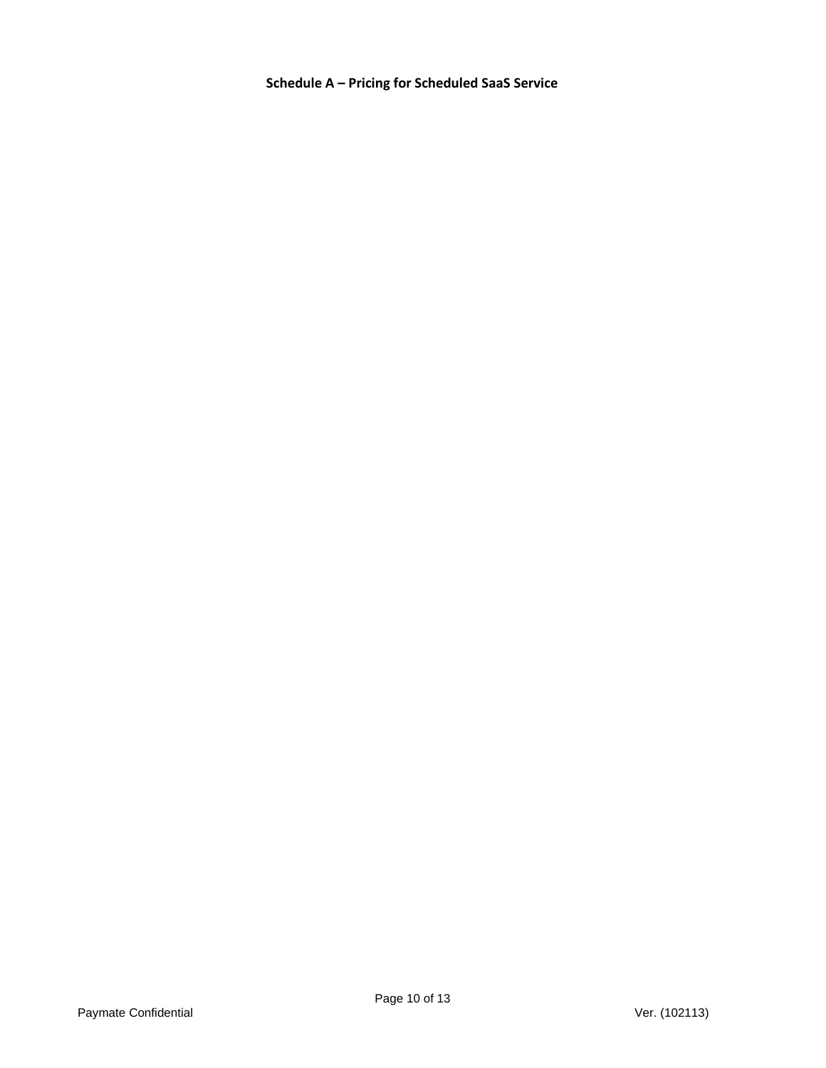## Schedule A – Pricing for Scheduled SaaS Service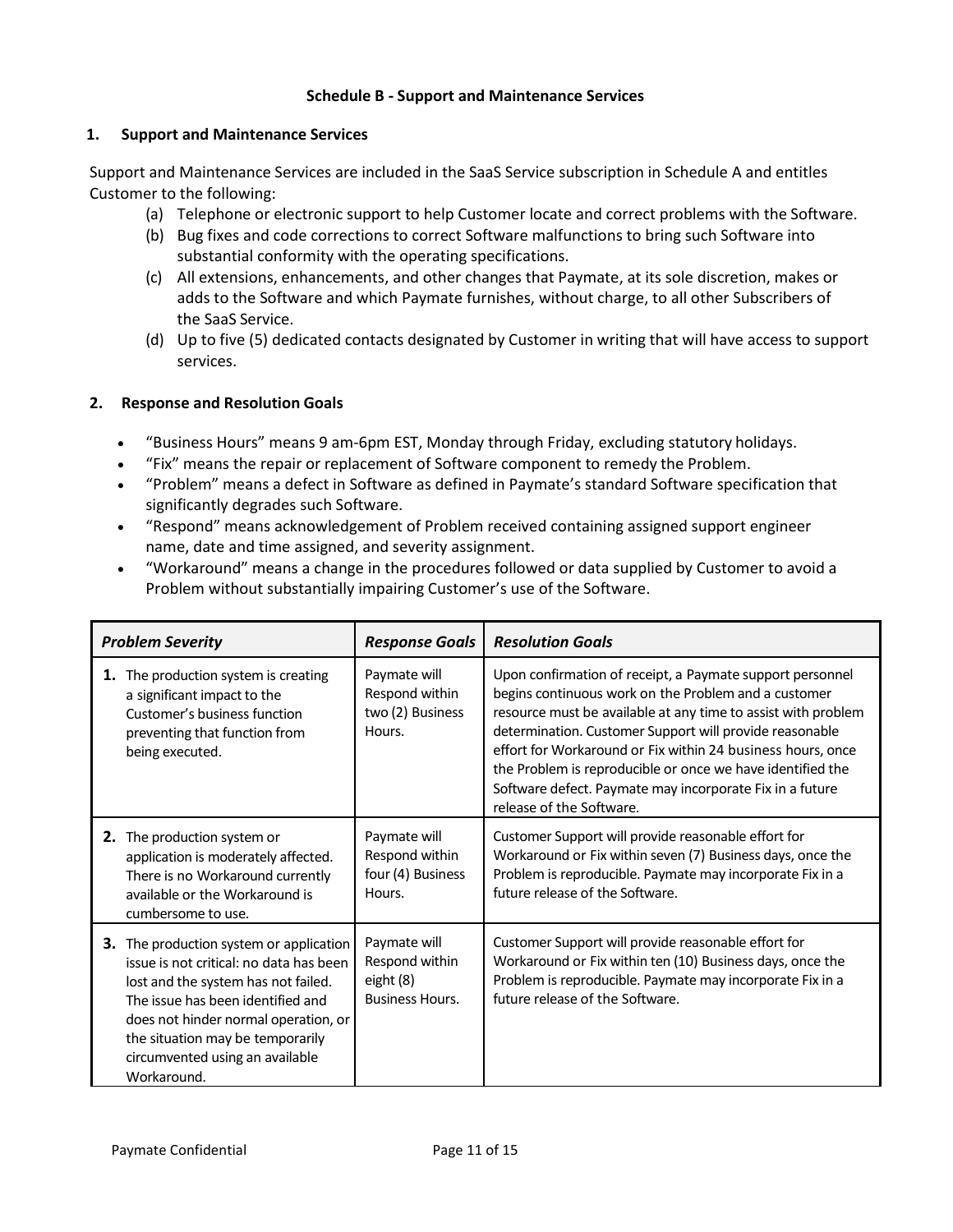## Schedule B - Support and Maintenance Services

### 1. Support and Maintenance Services

Support and Maintenance Services are included in the SaaS Service subscription in Schedule A and entitles Customer to the following:

(a) Telephone or electronic support to help Customer locate and correct problems with the Software.

(b) Bug fixes and code corrections to correct Software malfunctions to bring such Software into substantial conformity with the operating specifications.

(c) All extensions, enhancements, and other changes that Paymate, at its sole discretion, makes or adds to the Software and which Paymate furnishes, without charge, to all other Subscribers of the SaaS Service.

(d) Up to five (5) dedicated contacts designated by Customer in writing that will have access to support services.

### 2. Response and Resolution Goals

- "Business Hours" means 9 am-6pm EST, Monday through Friday, excluding statutory holidays.
- "Fix" means the repair or replacement of Software component to remedy the Problem.
- "Problem" means a defect in Software as defined in Paymate's standard Software specification that significantly degrades such Software.
- "Respond" means acknowledgement of Problem received containing assigned support engineer name, date and time assigned, and severity assignment.
- "Workaround" means a change in the procedures followed or data supplied by Customer to avoid a Problem without substantially impairing Customer's use of the Software.

| ***Problem Severity*** | ***Response Goals*** | ***Resolution Goals*** |
|---|---|---|
| **1.** The production system is creating a significant impact to the Customer's business function preventing that function from being executed. | Paymate will Respond within two (2) Business Hours. | Upon confirmation of receipt, a Paymate support personnel begins continuous work on the Problem and a customer resource must be available at any time to assist with problem determination. Customer Support will provide reasonable effort for Workaround or Fix within 24 business hours, once the Problem is reproducible or once we have identified the Software defect. Paymate may incorporate Fix in a future release of the Software. |
| **2.** The production system or application is moderately affected. There is no Workaround currently available or the Workaround is cumbersome to use. | Paymate will Respond within four (4) Business Hours. | Customer Support will provide reasonable effort for Workaround or Fix within seven (7) Business days, once the Problem is reproducible. Paymate may incorporate Fix in a future release of the Software. |
| **3.** The production system or application issue is not critical: no data has been lost and the system has not failed. The issue has been identified and does not hinder normal operation, or the situation may be temporarily circumvented using an available Workaround. | Paymate will Respond within eight (8) Business Hours. | Customer Support will provide reasonable effort for Workaround or Fix within ten (10) Business days, once the Problem is reproducible. Paymate may incorporate Fix in a future release of the Software. |

Paymate Confidential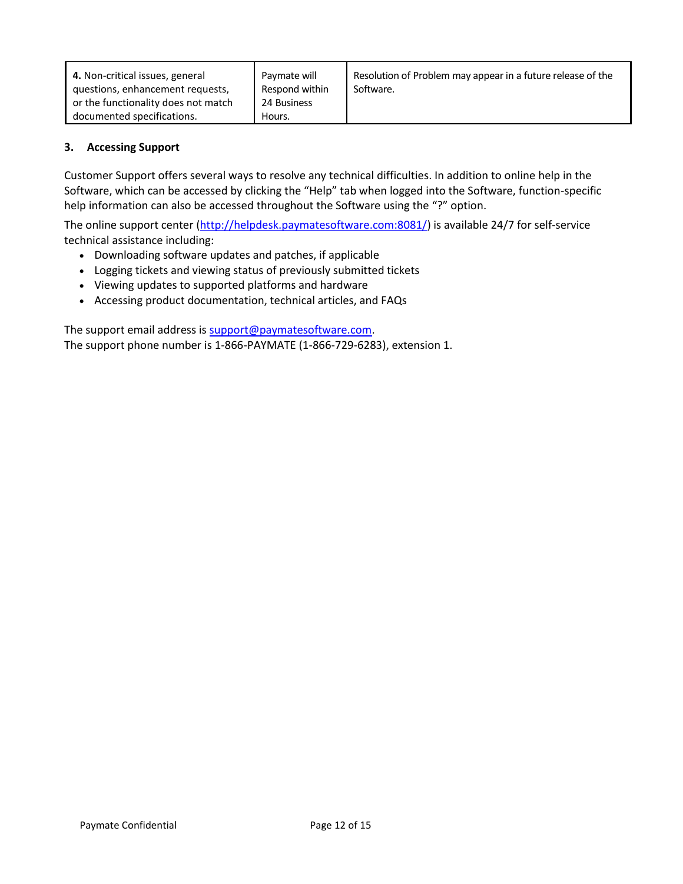| **4.** Non-critical issues, general questions, enhancement requests, or the functionality does not match documented specifications. | Paymate will Respond within 24 Business Hours. | Resolution of Problem may appear in a future release of the Software. |
| --- | --- | --- |

### 3. Accessing Support

Customer Support offers several ways to resolve any technical difficulties. In addition to online help in the Software, which can be accessed by clicking the "Help" tab when logged into the Software, function-specific help information can also be accessed throughout the Software using the "?" option.

The online support center (http://helpdesk.paymatesoftware.com:8081/) is available 24/7 for self-service technical assistance including:

- Downloading software updates and patches, if applicable
- Logging tickets and viewing status of previously submitted tickets
- Viewing updates to supported platforms and hardware
- Accessing product documentation, technical articles, and FAQs

The support email address is support@paymatesoftware.com.
The support phone number is 1-866-PAYMATE (1-866-729-6283), extension 1.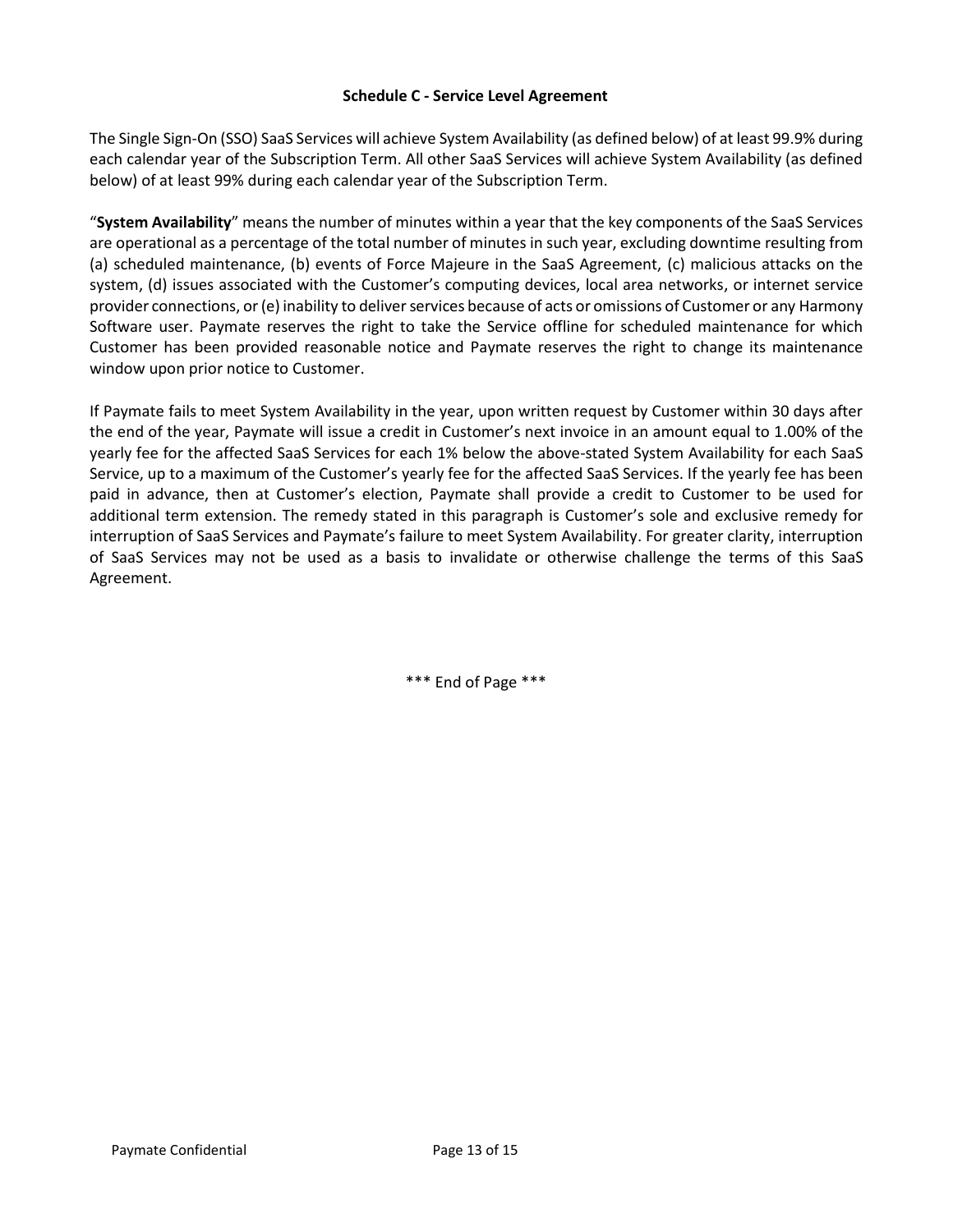## Schedule C - Service Level Agreement

The Single Sign-On (SSO) SaaS Services will achieve System Availability (as defined below) of at least 99.9% during each calendar year of the Subscription Term. All other SaaS Services will achieve System Availability (as defined below) of at least 99% during each calendar year of the Subscription Term.

"**System Availability**" means the number of minutes within a year that the key components of the SaaS Services are operational as a percentage of the total number of minutes in such year, excluding downtime resulting from (a) scheduled maintenance, (b) events of Force Majeure in the SaaS Agreement, (c) malicious attacks on the system, (d) issues associated with the Customer's computing devices, local area networks, or internet service provider connections, or (e) inability to deliver services because of acts or omissions of Customer or any Harmony Software user. Paymate reserves the right to take the Service offline for scheduled maintenance for which Customer has been provided reasonable notice and Paymate reserves the right to change its maintenance window upon prior notice to Customer.

If Paymate fails to meet System Availability in the year, upon written request by Customer within 30 days after the end of the year, Paymate will issue a credit in Customer's next invoice in an amount equal to 1.00% of the yearly fee for the affected SaaS Services for each 1% below the above-stated System Availability for each SaaS Service, up to a maximum of the Customer's yearly fee for the affected SaaS Services. If the yearly fee has been paid in advance, then at Customer's election, Paymate shall provide a credit to Customer to be used for additional term extension. The remedy stated in this paragraph is Customer's sole and exclusive remedy for interruption of SaaS Services and Paymate's failure to meet System Availability. For greater clarity, interruption of SaaS Services may not be used as a basis to invalidate or otherwise challenge the terms of this SaaS Agreement.

*** End of Page ***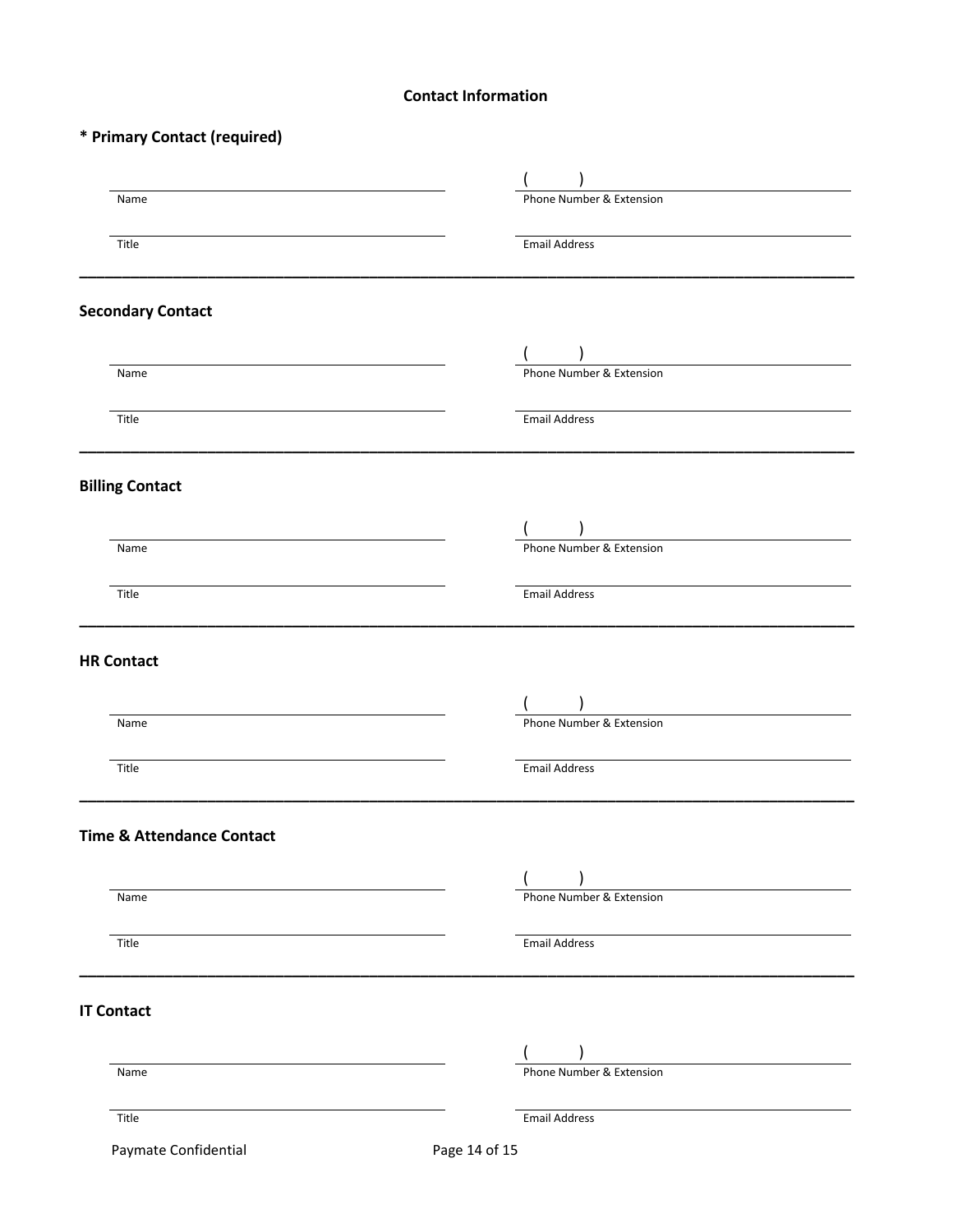## Contact Information

### * Primary Contact (required)

| | |
|---|---|
| Name: ______________________ | Phone Number & Extension: ( ) ______________________ |
| Title: ______________________ | Email Address: ______________________ |

---

### Secondary Contact

| | |
|---|---|
| Name: ______________________ | Phone Number & Extension: ( ) ______________________ |
| Title: ______________________ | Email Address: ______________________ |

---

### Billing Contact

| | |
|---|---|
| Name: ______________________ | Phone Number & Extension: ( ) ______________________ |
| Title: ______________________ | Email Address: ______________________ |

---

### HR Contact

| | |
|---|---|
| Name: ______________________ | Phone Number & Extension: ( ) ______________________ |
| Title: ______________________ | Email Address: ______________________ |

---

### Time & Attendance Contact

| | |
|---|---|
| Name: ______________________ | Phone Number & Extension: ( ) ______________________ |
| Title: ______________________ | Email Address: ______________________ |

---

### IT Contact

| | |
|---|---|
| Name: ______________________ | Phone Number & Extension: ( ) ______________________ |
| Title: ______________________ | Email Address: ______________________ |

Paymate Confidential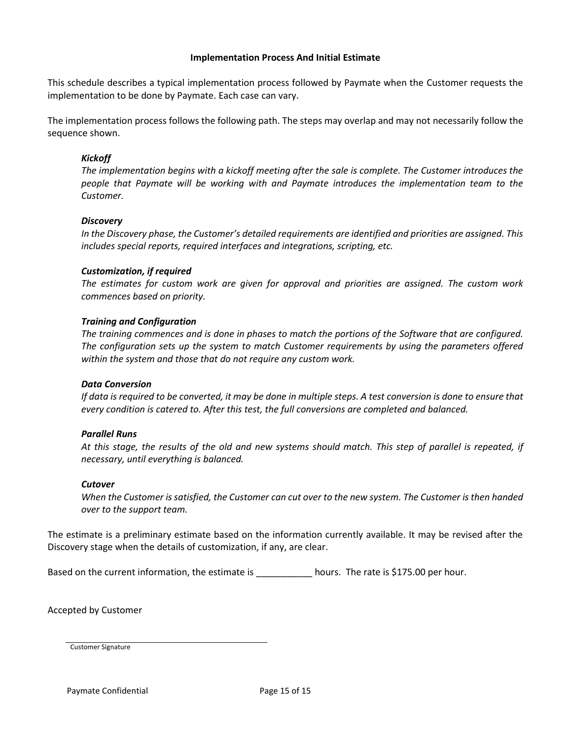**Implementation Process And Initial Estimate**

This schedule describes a typical implementation process followed by Paymate when the Customer requests the implementation to be done by Paymate. Each case can vary.

The implementation process follows the following path. The steps may overlap and may not necessarily follow the sequence shown.

***Kickoff***
*The implementation begins with a kickoff meeting after the sale is complete. The Customer introduces the people that Paymate will be working with and Paymate introduces the implementation team to the Customer.*

***Discovery***
*In the Discovery phase, the Customer's detailed requirements are identified and priorities are assigned. This includes special reports, required interfaces and integrations, scripting, etc.*

***Customization, if required***
*The estimates for custom work are given for approval and priorities are assigned. The custom work commences based on priority.*

***Training and Configuration***
*The training commences and is done in phases to match the portions of the Software that are configured. The configuration sets up the system to match Customer requirements by using the parameters offered within the system and those that do not require any custom work.*

***Data Conversion***
*If data is required to be converted, it may be done in multiple steps. A test conversion is done to ensure that every condition is catered to. After this test, the full conversions are completed and balanced.*

***Parallel Runs***
*At this stage, the results of the old and new systems should match. This step of parallel is repeated, if necessary, until everything is balanced.*

***Cutover***
*When the Customer is satisfied, the Customer can cut over to the new system. The Customer is then handed over to the support team.*

The estimate is a preliminary estimate based on the information currently available. It may be revised after the Discovery stage when the details of customization, if any, are clear.

Based on the current information, the estimate is ___________ hours. The rate is $175.00 per hour.

Accepted by Customer

_____________________________________
Customer Signature

Paymate Confidential